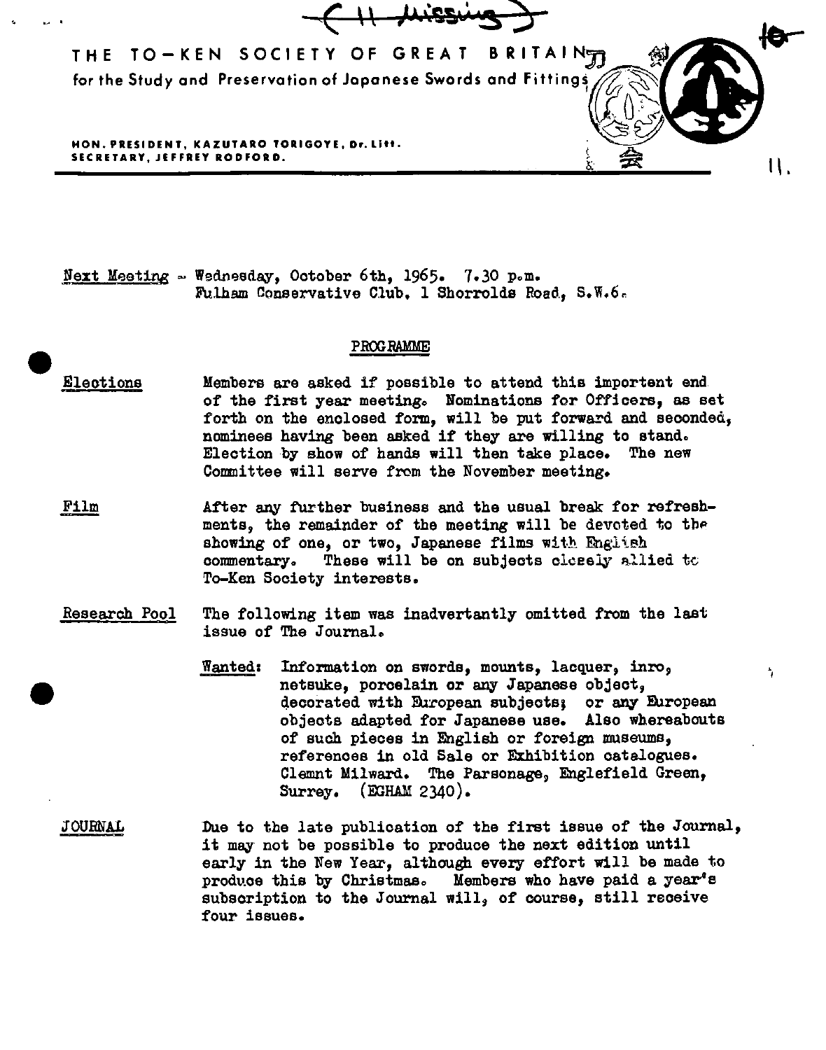(11 Missing)

# THE TO-KEN SOCIETY OF GREAT BRITAIN

for the Study and Preservation of Japanese Swords and Fittings

HON. PRESIDENT, KAZUTARO TORIGOYE, Dr. Litt.
SECRETARY, JEFFREY RODFORD.

11.

Next Meeting - Wednesday, October 6th, 1965. 7.30 p.m.
Fulham Conservative Club, 1 Shorrolds Road, S.W.6.

## PROGRAMME

**Elections** — Members are asked if possible to attend this importent end of the first year meeting. Nominations for Officers, as set forth on the enclosed form, will be put forward and seconded, nominees having been asked if they are willing to stand. Election by show of hands will then take place. The new Committee will serve from the November meeting.

**Film** — After any further business and the usual break for refreshments, the remainder of the meeting will be devoted to the showing of one, or two, Japanese films with English commentary. These will be on subjects closely allied to To-Ken Society interests.

**Research Pool** — The following item was inadvertantly omitted from the last issue of The Journal.

Wanted: Information on swords, mounts, lacquer, inro, netsuke, porcelain or any Japanese object, decorated with European subjects; or any European objects adapted for Japanese use. Also whereabouts of such pieces in English or foreign museums, references in old Sale or Exhibition catalogues. Clemnt Milward. The Parsonage, Englefield Green, Surrey. (EGHAM 2340).

**JOURNAL** — Due to the late publication of the first issue of the Journal, it may not be possible to produce the next edition until early in the New Year, although every effort will be made to produce this by Christmas. Members who have paid a year's subscription to the Journal will, of course, still receive four issues.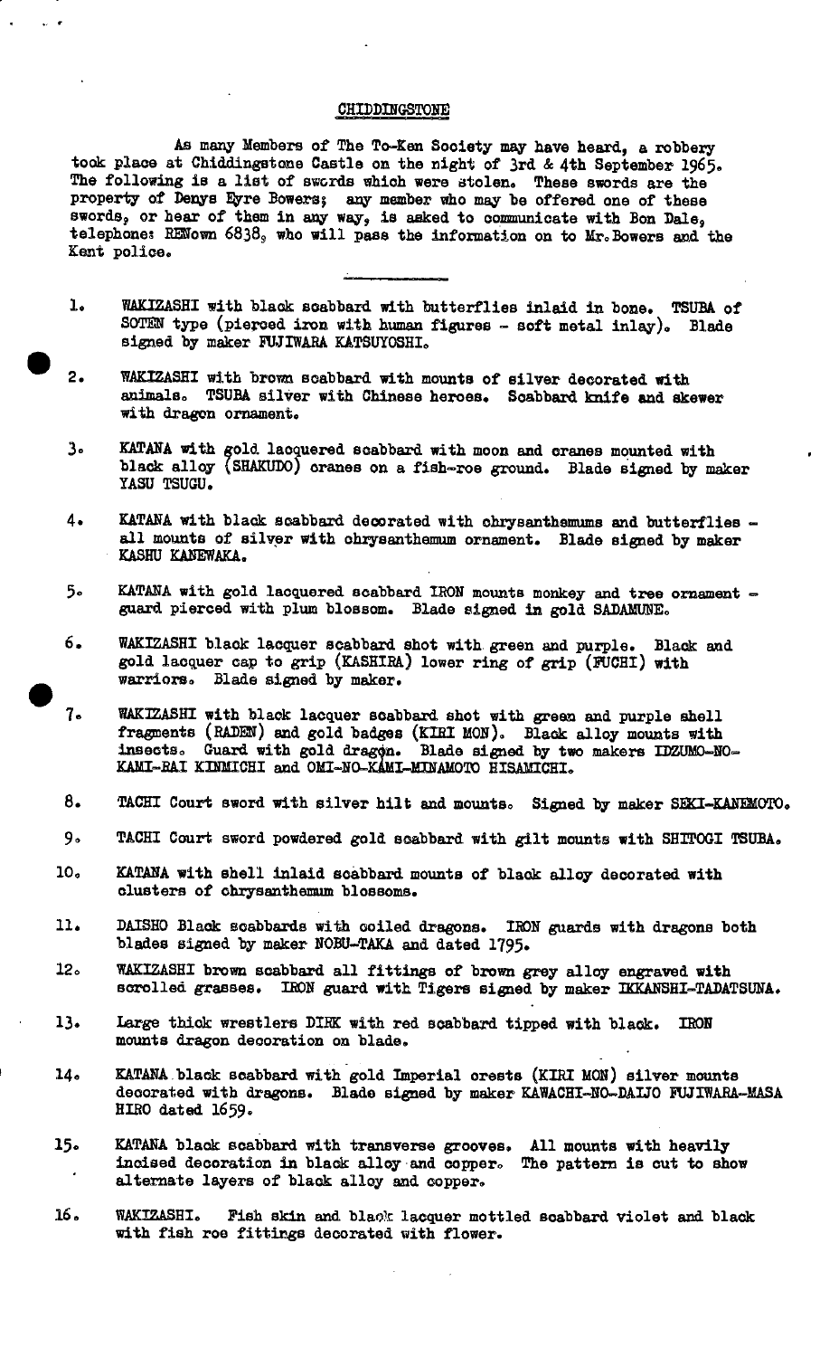# CHIDDINGSTONE

As many Members of The To-Ken Society may have heard, a robbery took place at Chiddingstone Castle on the night of 3rd & 4th September 1965. The following is a list of swords which were stolen. These swords are the property of Denys Eyre Bowers; any member who may be offered one of these swords, or hear of them in any way, is asked to communicate with Bon Dale, telephone: RENown 6838, who will pass the information on to Mr. Bowers and the Kent police.

---

1. WAKIZASHI with black scabbard with butterflies inlaid in bone. TSUBA of SOTEN type (pierced iron with human figures - soft metal inlay). Blade signed by maker FUJIWARA KATSUYOSHI.

2. WAKIZASHI with brown scabbard with mounts of silver decorated with animals. TSUBA silver with Chinese heroes. Scabbard knife and skewer with dragon ornament.

3. KATANA with gold lacquered scabbard with moon and cranes mounted with black alloy (SHAKUDO) cranes on a fish-roe ground. Blade signed by maker YASU TSUGU.

4. KATANA with black scabbard decorated with chrysanthemums and butterflies - all mounts of silver with chrysanthemum ornament. Blade signed by maker KASHU KANEWAKA.

5. KATANA with gold lacquered scabbard IRON mounts monkey and tree ornament - guard pierced with plum blossom. Blade signed in gold SADAMUNE.

6. WAKIZASHI black lacquer scabbard shot with green and purple. Black and gold lacquer cap to grip (KASHIRA) lower ring of grip (FUCHI) with warriors. Blade signed by maker.

7. WAKIZASHI with black lacquer scabbard shot with green and purple shell fragments (RADEN) and gold badges (KIRI MON). Black alloy mounts with insects. Guard with gold dragon. Blade signed by two makers IDZUMO-NO-KAMI-RAI KINMICHI and OMI-NO-KAMI-MINAMOTO HISAMICHI.

8. TACHI Court sword with silver hilt and mounts. Signed by maker SEKI-KANEMOTO.

9. TACHI Court sword powdered gold scabbard with gilt mounts with SHITOGI TSUBA.

10. KATANA with shell inlaid scabbard mounts of black alloy decorated with clusters of chrysanthemum blossoms.

11. DAISHO Black scabbards with coiled dragons. IRON guards with dragons both blades signed by maker NOBU-TAKA and dated 1795.

12. WAKIZASHI brown scabbard all fittings of brown grey alloy engraved with scrolled grasses. IRON guard with Tigers signed by maker IKKANSHI-TADATSUNA.

13. Large thick wrestlers DIRK with red scabbard tipped with black. IRON mounts dragon decoration on blade.

14. KATANA black scabbard with gold Imperial crests (KIRI MON) silver mounts decorated with dragons. Blade signed by maker KAWACHI-NO-DAIJO FUJIWARA-MASA HIRO dated 1659.

15. KATANA black scabbard with transverse grooves. All mounts with heavily incised decoration in black alloy and copper. The pattern is cut to show alternate layers of black alloy and copper.

16. WAKIZASHI. Fish skin and black lacquer mottled scabbard violet and black with fish roe fittings decorated with flower.